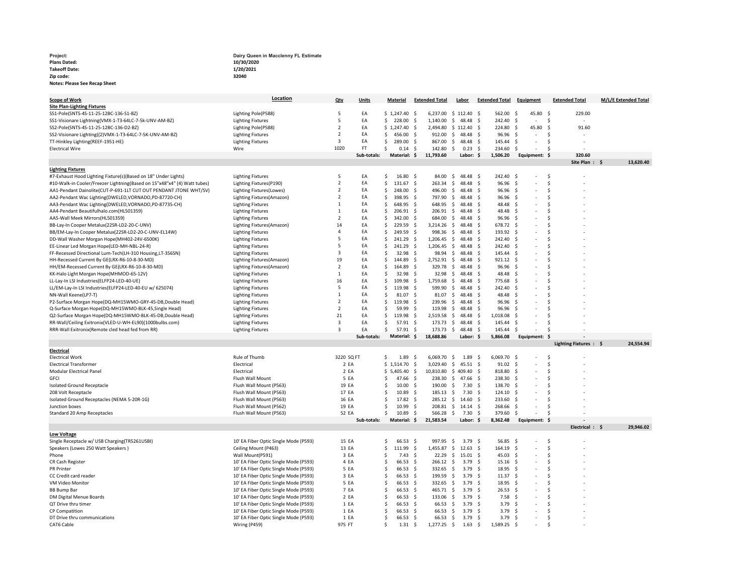**Project:** Dairy Queen in Macclenny FL Estimate
**Plans Dated:** 10/30/2020
**Takeoff Date:** 1/20/2021
**Zip code:** 32040
**Notes: Please See Recap Sheet**

| Scope of Work | Location | Qty | Units | Material | Extended Total | Labor | Extended Total | Equipment | Extended Total | M/L/E Extended Total |
|---|---|---|---|---|---|---|---|---|---|---|
| **Site Plan-Lighting Fixtures** | | | | | | | | | | |
| SS1-Pole(SNTS-4S-11-25-12BC-136-S1-BZ) | Lighting Pole(P588) | 5 | EA | $ 1,247.40 | $ 6,237.00 | $ 112.40 | $ 562.00 | $ 45.80 | $ 229.00 | |
| SS1-Visionare Lightning(VMX-1-T3-64LC-7-5k-UNV-AM-BZ) | Lighting Fixtures | 5 | EA | $ 228.00 | $ 1,140.00 | $ 48.48 | $ 242.40 | $ - | $ - | |
| SS2-Pole(SNTS-4S-11-25-12BC-136-D2-BZ) | Lighting Pole(P588) | 2 | EA | $ 1,247.40 | $ 2,494.80 | $ 112.40 | $ 224.80 | $ 45.80 | $ 91.60 | |
| SS2-Visionare Lighting((2)VMX-1-T3-64LC-7-5K-UNV-AM-BZ) | Lighting Fixtures | 2 | EA | $ 456.00 | $ 912.00 | $ 48.48 | $ 96.96 | $ - | $ - | |
| TT-Hinkley Lighting(REEF-1951-HE) | Lighting Fixtures | 3 | EA | $ 289.00 | $ 867.00 | $ 48.48 | $ 145.44 | $ - | $ - | |
| Electrical Wire | Wire | 1020 | FT | $ 0.14 | $ 142.80 | $ 0.23 | $ 234.60 | $ - | $ - | |
| | | | Sub-totals: | Material: | $ 11,793.60 | Labor: | $ 1,506.20 | Equipment: | $ 320.60 | |
| | | | | | | | | | Site Plan : | $ 13,620.40 |
| **Lighting Fixtures** | | | | | | | | | | |
| #7-Exhaust Hood Lighting Fixture(s)(Based on 18" Under Lights) | Lighting Fixtures | 5 | EA | $ 16.80 | $ 84.00 | $ 48.48 | $ 242.40 | $ - | $ - | |
| #10-Walk-in Cooler/Freezer Lightning(Based on 15"x48"x4" (4) Watt tubes) | Lighting Fixtures(P190) | 2 | EA | $ 131.67 | $ 263.34 | $ 48.48 | $ 96.96 | $ - | $ - | |
| AA1-Pendant Dainolite(CUT-P-691-1LT CUT OUT PENDANT JTONE WHT/SV) | Lighting Fixtures(Lowes) | 2 | EA | $ 248.00 | $ 496.00 | $ 48.48 | $ 96.96 | $ - | $ - | |
| AA2-Pendant Wac Lighting(DWELED,VORNADO,PD-87720-CH) | Lighting Fixtures(Amazon) | 2 | EA | $ 398.95 | $ 797.90 | $ 48.48 | $ 96.96 | $ - | $ - | |
| AA3-Pendant Wac Lighting(DWELED,VORNADO,PD-87735-CH) | Lighting Fixtures | 1 | EA | $ 648.95 | $ 648.95 | $ 48.48 | $ 48.48 | $ - | $ - | |
| AA4-Pendant Beautifulhalo.com(HL501359) | Lighting Fixtures | 1 | EA | $ 206.91 | $ 206.91 | $ 48.48 | $ 48.48 | $ - | $ - | |
| AA5-Wall Meek Mirrors(HL501359) | Lighting Fixtures | 2 | EA | $ 342.00 | $ 684.00 | $ 48.48 | $ 96.96 | $ - | $ - | |
| BB-Lay-In Cooper Metalux(22SR-LD2-20-C-UNV) | Lighting Fixtures(Amazon) | 14 | EA | $ 229.59 | $ 3,214.26 | $ 48.48 | $ 678.72 | $ - | $ - | |
| BB/EM-Lay-In Cooper Metalux(22SR-LD2-20-C-UNV-EL14W) | Lighting Fixtures | 4 | EA | $ 249.59 | $ 998.36 | $ 48.48 | $ 193.92 | $ - | $ - | |
| DD-Wall Washer Morgan Hope(MH402-24V-6500K) | Lighting Fixtures | 5 | EA | $ 241.29 | $ 1,206.45 | $ 48.48 | $ 242.40 | $ - | $ - | |
| EE-Linear Led Morgan Hope(LED-MH-NBL-24-R) | Lighting Fixtures | 5 | EA | $ 241.29 | $ 1,206.45 | $ 48.48 | $ 242.40 | $ - | $ - | |
| FF-Recessed Directional Lum-Tech(LH-310 Housing,LT-356SN) | Lighting Fixtures | 3 | EA | $ 32.98 | $ 98.94 | $ 48.48 | $ 145.44 | $ - | $ - | |
| HH-Recessed Current By GE(LRX-R6-10-8-30-MD) | Lighting Fixtures(Amazon) | 19 | EA | $ 144.89 | $ 2,752.91 | $ 48.48 | $ 921.12 | $ - | $ - | |
| HH/EM-Recessed Current By GE(LRX-R6-10-8-30-MD) | Lighting Fixtures(Amazon) | 2 | EA | $ 164.89 | $ 329.78 | $ 48.48 | $ 96.96 | $ - | $ - | |
| KK-Halo Light Morgan Hope(MHMOD-65-12V) | Lighting Fixtures | 1 | EA | $ 32.98 | $ 32.98 | $ 48.48 | $ 48.48 | $ - | $ - | |
| LL-Lay-In LSI Industries(ELFP24-LED-40-UE) | Lighting Fixtures | 16 | EA | $ 109.98 | $ 1,759.68 | $ 48.48 | $ 775.68 | $ - | $ - | |
| LL/EM-Lay-In LSI Industries(ELFP24-LED-40-EU w/ 625074) | Lighting Fixtures | 5 | EA | $ 119.98 | $ 599.90 | $ 48.48 | $ 242.40 | $ - | $ - | |
| NN-Wall Keene(LP7-T) | Lighting Fixtures | 1 | EA | $ 81.07 | $ 81.07 | $ 48.48 | $ 48.48 | $ - | $ - | |
| P2-Surface Morgan Hope(DQ-MH15WMO-GRY-45-DB,Double Head) | Lighting Fixtures | 2 | EA | $ 119.98 | $ 239.96 | $ 48.48 | $ 96.96 | $ - | $ - | |
| Q-Surface Morgan Hope(DQ-MH15WMO-BLK-45,Single Head) | Lighting Fixtures | 2 | EA | $ 59.99 | $ 119.98 | $ 48.48 | $ 96.96 | $ - | $ - | |
| Q2-Surface Morgan Hope(DQ-MH15WMO-BLK-45-DB,Double Head) | Lighting Fixtures | 21 | EA | $ 119.98 | $ 2,519.58 | $ 48.48 | $ 1,018.08 | $ - | $ - | |
| RR-Wall/Ceiling Exitronix(VLED-U-WH-EL90)(1000bulbs.com) | Lighting Fixtures | 3 | EA | $ 57.91 | $ 173.73 | $ 48.48 | $ 145.44 | $ - | $ - | |
| RRR-Wall Exitronix(Remote cled head fed from RR) | Lighting Fixtures | 3 | EA | $ 57.91 | $ 173.73 | $ 48.48 | $ 145.44 | $ - | $ - | |
| | | | Sub-totals: | Material: | $ 18,688.86 | Labor: | $ 5,866.08 | Equipment: | $ - | |
| | | | | | | | | | Lighting Fixtures : | $ 24,554.94 |
| **Electrical** | | | | | | | | | | |
| Electrical Work | Rule of Thumb | 3220 | SQ FT | $ 1.89 | $ 6,069.70 | $ 1.89 | $ 6,069.70 | $ - | $ - | |
| Electrical Transformer | Electrical | 2 | EA | $ 1,514.70 | $ 3,029.40 | $ 45.51 | $ 91.02 | $ - | $ - | |
| Modular Electrical Panel | Electrical | 2 | EA | $ 5,405.40 | $ 10,810.80 | $ 409.40 | $ 818.80 | $ - | $ - | |
| GFCI | Flush Wall Mount | 5 | EA | $ 47.66 | $ 238.30 | $ 47.66 | $ 238.30 | $ - | $ - | |
| Isolated Ground Receptacle | Flush Wall Mount (P563) | 19 | EA | $ 10.00 | $ 190.00 | $ 7.30 | $ 138.70 | $ - | $ - | |
| 208 Volt Receptacle | Flush Wall Mount (P563) | 17 | EA | $ 10.89 | $ 185.13 | $ 7.30 | $ 124.10 | $ - | $ - | |
| Isolated Ground Receptacles (NEMA 5-20R-1G) | Flush Wall Mount (P563) | 16 | EA | $ 17.82 | $ 285.12 | $ 14.60 | $ 233.60 | $ - | $ - | |
| Junction boxes | Flush Wall Mount (P562) | 19 | EA | $ 10.99 | $ 208.81 | $ 14.14 | $ 268.66 | $ - | $ - | |
| Standard 20 Amp Receptacles | Flush Wall Mount (P563) | 52 | EA | $ 10.89 | $ 566.28 | $ 7.30 | $ 379.60 | $ - | $ - | |
| | | | Sub-totals: | Material: | $ 21,583.54 | Labor: | $ 8,362.48 | Equipment: | $ - | |
| | | | | | | | | | Electrical : | $ 29,946.02 |
| **Low Voltage** | | | | | | | | | | |
| Single Receptacle w/ USB Charging(TR5261USBI) | 10' EA Fiber Optic Single Mode (P593) | 15 | EA | $ 66.53 | $ 997.95 | $ 3.79 | $ 56.85 | $ - | $ - | |
| Speakers (Lowes 250 Watt Speakers ) | Ceiling Mount (P463) | 13 | EA | $ 111.99 | $ 1,455.87 | $ 12.63 | $ 164.19 | $ - | $ - | |
| Phone | Wall Mount(P591) | 3 | EA | $ 7.43 | $ 22.29 | $ 15.01 | $ 45.03 | $ - | $ - | |
| CR Cash Register | 10' EA Fiber Optic Single Mode (P593) | 4 | EA | $ 66.53 | $ 266.12 | $ 3.79 | $ 15.16 | $ - | $ - | |
| PR Printer | 10' EA Fiber Optic Single Mode (P593) | 5 | EA | $ 66.53 | $ 332.65 | $ 3.79 | $ 18.95 | $ - | $ - | |
| CC Credit card reader | 10' EA Fiber Optic Single Mode (P593) | 3 | EA | $ 66.53 | $ 199.59 | $ 3.79 | $ 11.37 | $ - | $ - | |
| VM Video Monitor | 10' EA Fiber Optic Single Mode (P593) | 5 | EA | $ 66.53 | $ 332.65 | $ 3.79 | $ 18.95 | $ - | $ - | |
| BB Bump Bar | 10' EA Fiber Optic Single Mode (P593) | 7 | EA | $ 66.53 | $ 465.71 | $ 3.79 | $ 26.53 | $ - | $ - | |
| DM Digital Menue Boards | 10' EA Fiber Optic Single Mode (P593) | 2 | EA | $ 66.53 | $ 133.06 | $ 3.79 | $ 7.58 | $ - | $ - | |
| QT Drive thru timer | 10' EA Fiber Optic Single Mode (P593) | 1 | EA | $ 66.53 | $ 66.53 | $ 3.79 | $ 3.79 | $ - | $ - | |
| CP Compatition | 10' EA Fiber Optic Single Mode (P593) | 1 | EA | $ 66.53 | $ 66.53 | $ 3.79 | $ 3.79 | $ - | $ - | |
| DT Drive thru communications | 10' EA Fiber Optic Single Mode (P593) | 1 | EA | $ 66.53 | $ 66.53 | $ 3.79 | $ 3.79 | $ - | $ - | |
| CAT6 Cable | Wiring (P459) | 975 | FT | $ 1.31 | $ 1,277.25 | $ 1.63 | $ 1,589.25 | $ - | $ - | |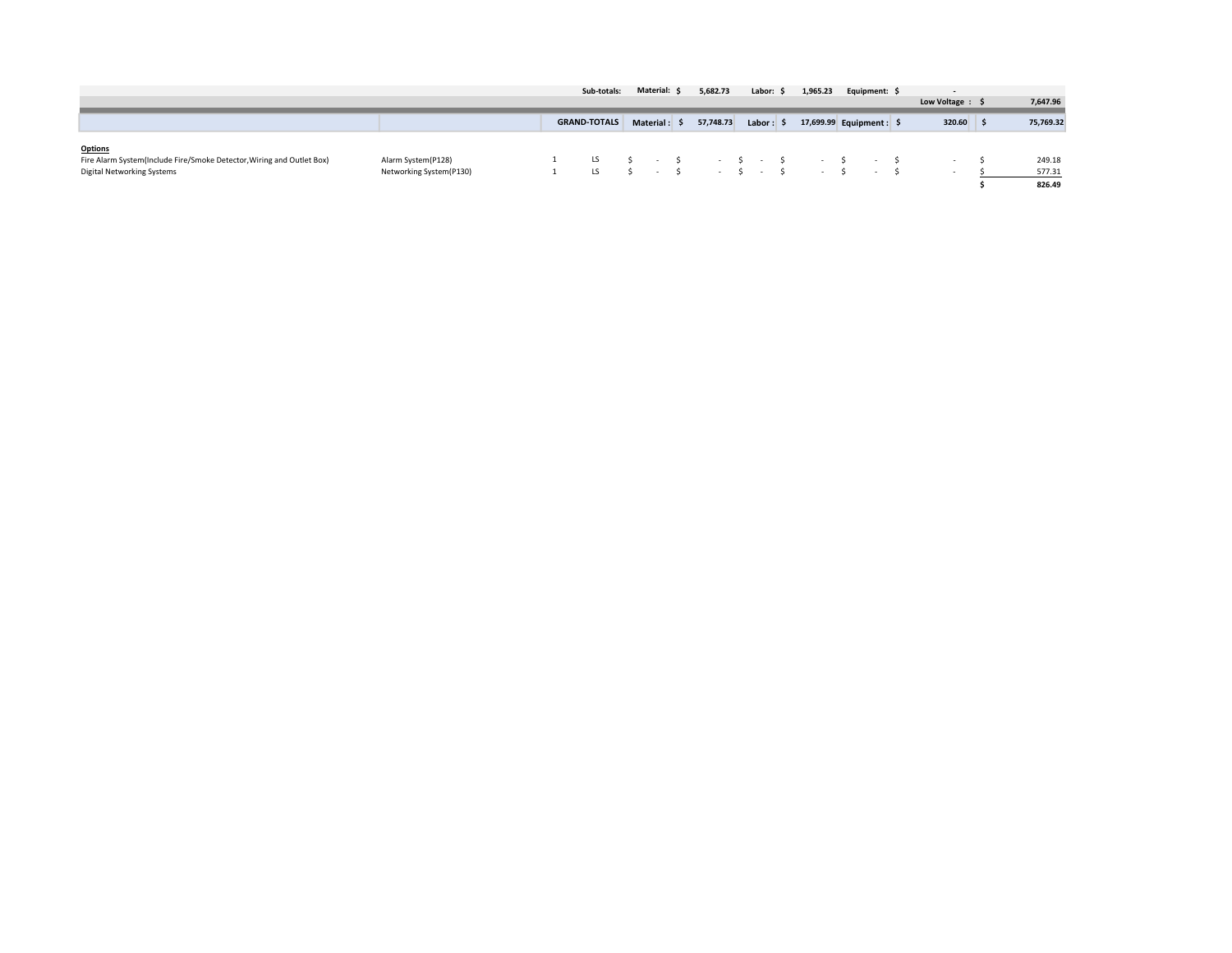| | | | | | | | | | | | | | | | |
|---|---|---|---|---|---|---|---|---|---|---|---|---|---|---|---|
| | | Sub-totals: | | Material: | $ | 5,682.73 | Labor: | $ | 1,965.23 | Equipment: | $ | - | | | |
| | | | | | | | | | | | | Low Voltage : | $ | | 7,647.96 |
| | | GRAND-TOTALS | | Material : | $ | 57,748.73 | Labor : | $ | 17,699.99 | Equipment : | $ | 320.60 | $ | | 75,769.32 |

**Options**

| | | | | | | | | | | | | | | | |
|---|---|---|---|---|---|---|---|---|---|---|---|---|---|---|---|
| Fire Alarm System(Include Fire/Smoke Detector,Wiring and Outlet Box) | Alarm System(P128) | 1 | LS | $ | - | $ | - | $ | - | $ | - | $ | - | $ | 249.18 |
| Digital Networking Systems | Networking System(P130) | 1 | LS | $ | - | $ | - | $ | - | $ | - | $ | - | $ | 577.31 |
| | | | | | | | | | | | | | | $ | 826.49 |